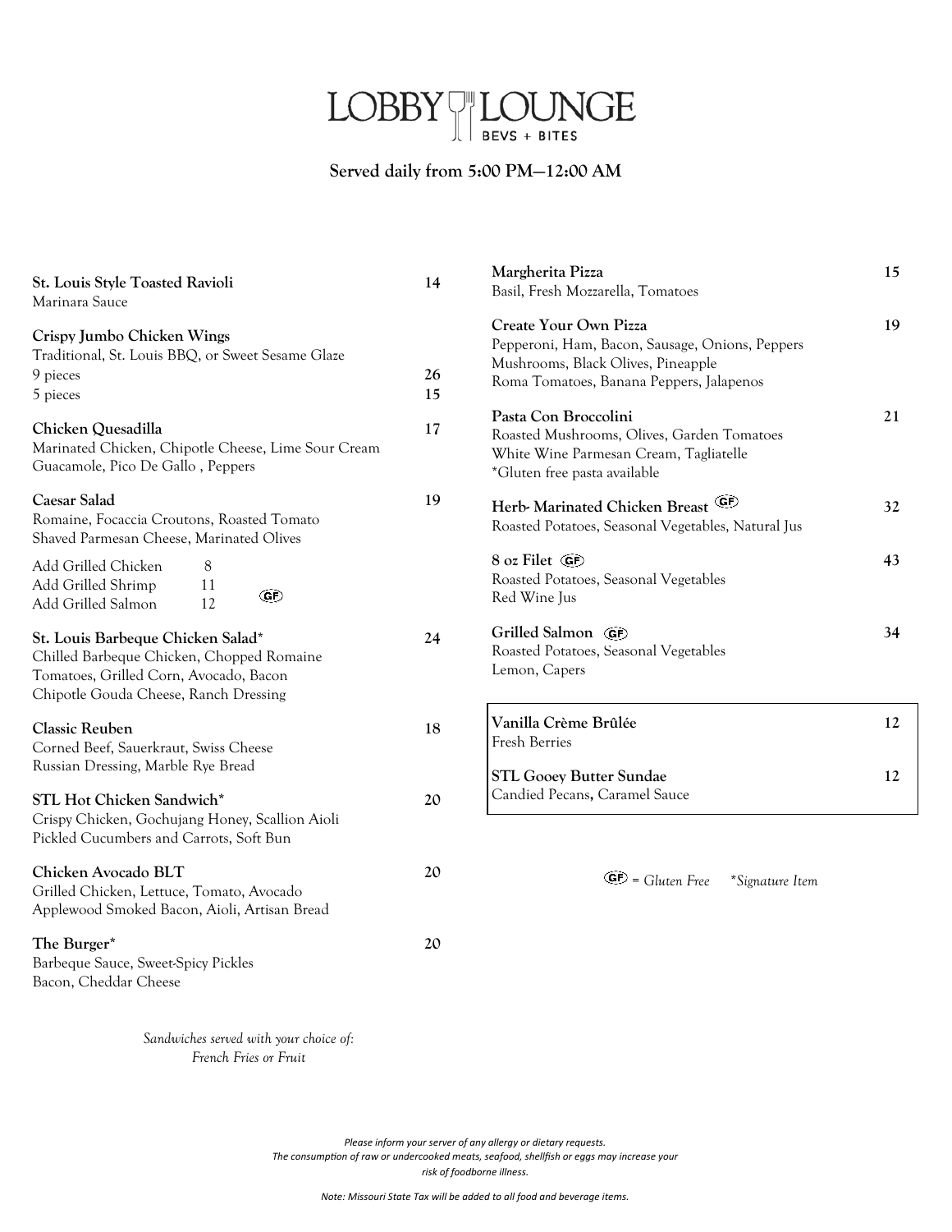# LOBBY LOUNGE

BEVS + BITES

**Served daily from 5:00 PM—12:00 AM**

**St. Louis Style Toasted Ravioli** 14
Marinara Sauce

**Crispy Jumbo Chicken Wings**
Traditional, St. Louis BBQ, or Sweet Sesame Glaze
9 pieces 26
5 pieces 15

**Chicken Quesadilla** 17
Marinated Chicken, Chipotle Cheese, Lime Sour Cream
Guacamole, Pico De Gallo , Peppers

**Caesar Salad** 19
Romaine, Focaccia Croutons, Roasted Tomato
Shaved Parmesan Cheese, Marinated Olives

Add Grilled Chicken 8
Add Grilled Shrimp 11
Add Grilled Salmon 12
(GF)

**St. Louis Barbeque Chicken Salad*** 24
Chilled Barbeque Chicken, Chopped Romaine
Tomatoes, Grilled Corn, Avocado, Bacon
Chipotle Gouda Cheese, Ranch Dressing

**Classic Reuben** 18
Corned Beef, Sauerkraut, Swiss Cheese
Russian Dressing, Marble Rye Bread

**STL Hot Chicken Sandwich*** 20
Crispy Chicken, Gochujang Honey, Scallion Aioli
Pickled Cucumbers and Carrots, Soft Bun

**Chicken Avocado BLT** 20
Grilled Chicken, Lettuce, Tomato, Avocado
Applewood Smoked Bacon, Aioli, Artisan Bread

**The Burger*** 20
Barbeque Sauce, Sweet-Spicy Pickles
Bacon, Cheddar Cheese

*Sandwiches served with your choice of:*
*French Fries or Fruit*

**Margherita Pizza** 15
Basil, Fresh Mozzarella, Tomatoes

**Create Your Own Pizza** 19
Pepperoni, Ham, Bacon, Sausage, Onions, Peppers
Mushrooms, Black Olives, Pineapple
Roma Tomatoes, Banana Peppers, Jalapenos

**Pasta Con Broccolini** 21
Roasted Mushrooms, Olives, Garden Tomatoes
White Wine Parmesan Cream, Tagliatelle
*Gluten free pasta available

**Herb- Marinated Chicken Breast** (GF) 32
Roasted Potatoes, Seasonal Vegetables, Natural Jus

**8 oz Filet** (GF) 43
Roasted Potatoes, Seasonal Vegetables
Red Wine Jus

**Grilled Salmon** (GF) 34
Roasted Potatoes, Seasonal Vegetables
Lemon, Capers

**Vanilla Crème Brûlée** 12
Fresh Berries

**STL Gooey Butter Sundae** 12
Candied Pecans**,** Caramel Sauce

(GF) *= Gluten Free* *\*Signature Item*

*Please inform your server of any allergy or dietary requests.*
*The consumption of raw or undercooked meats, seafood, shellfish or eggs may increase your risk of foodborne illness.*

*Note: Missouri State Tax will be added to all food and beverage items.*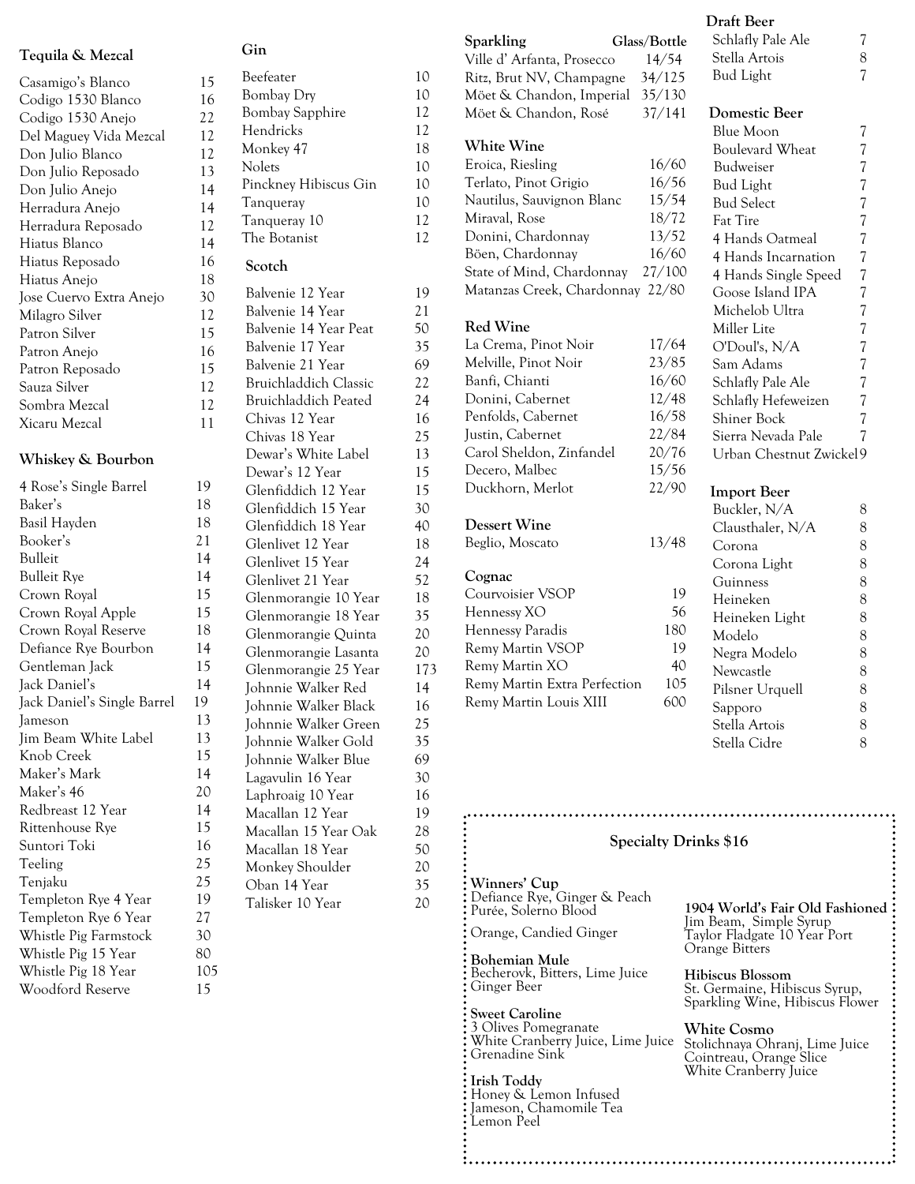## Tequila & Mezcal

| | |
|---|---|
| Casamigo's Blanco | 15 |
| Codigo 1530 Blanco | 16 |
| Codigo 1530 Anejo | 22 |
| Del Maguey Vida Mezcal | 12 |
| Don Julio Blanco | 12 |
| Don Julio Reposado | 13 |
| Don Julio Anejo | 14 |
| Herradura Anejo | 14 |
| Herradura Reposado | 12 |
| Hiatus Blanco | 14 |
| Hiatus Reposado | 16 |
| Hiatus Anejo | 18 |
| Jose Cuervo Extra Anejo | 30 |
| Milagro Silver | 12 |
| Patron Silver | 15 |
| Patron Anejo | 16 |
| Patron Reposado | 15 |
| Sauza Silver | 12 |
| Sombra Mezcal | 12 |
| Xicaru Mezcal | 11 |

## Whiskey & Bourbon

| | |
|---|---|
| 4 Rose's Single Barrel | 19 |
| Baker's | 18 |
| Basil Hayden | 18 |
| Booker's | 21 |
| Bulleit | 14 |
| Bulleit Rye | 14 |
| Crown Royal | 15 |
| Crown Royal Apple | 15 |
| Crown Royal Reserve | 18 |
| Defiance Rye Bourbon | 14 |
| Gentleman Jack | 15 |
| Jack Daniel's | 14 |
| Jack Daniel's Single Barrel | 19 |
| Jameson | 13 |
| Jim Beam White Label | 13 |
| Knob Creek | 15 |
| Maker's Mark | 14 |
| Maker's 46 | 20 |
| Redbreast 12 Year | 14 |
| Rittenhouse Rye | 15 |
| Suntori Toki | 16 |
| Teeling | 25 |
| Tenjaku | 25 |
| Templeton Rye 4 Year | 19 |
| Templeton Rye 6 Year | 27 |
| Whistle Pig Farmstock | 30 |
| Whistle Pig 15 Year | 80 |
| Whistle Pig 18 Year | 105 |
| Woodford Reserve | 15 |

## Gin

| | |
|---|---|
| Beefeater | 10 |
| Bombay Dry | 10 |
| Bombay Sapphire | 12 |
| Hendricks | 12 |
| Monkey 47 | 18 |
| Nolets | 10 |
| Pinckney Hibiscus Gin | 10 |
| Tanqueray | 10 |
| Tanqueray 10 | 12 |
| The Botanist | 12 |

## Scotch

| | |
|---|---|
| Balvenie 12 Year | 19 |
| Balvenie 14 Year | 21 |
| Balvenie 14 Year Peat | 50 |
| Balvenie 17 Year | 35 |
| Balvenie 21 Year | 69 |
| Bruichladdich Classic | 22 |
| Bruichladdich Peated | 24 |
| Chivas 12 Year | 16 |
| Chivas 18 Year | 25 |
| Dewar's White Label | 13 |
| Dewar's 12 Year | 15 |
| Glenfiddich 12 Year | 15 |
| Glenfiddich 15 Year | 30 |
| Glenfiddich 18 Year | 40 |
| Glenlivet 12 Year | 18 |
| Glenlivet 15 Year | 24 |
| Glenlivet 21 Year | 52 |
| Glenmorangie 10 Year | 18 |
| Glenmorangie 18 Year | 35 |
| Glenmorangie Quinta | 20 |
| Glenmorangie Lasanta | 20 |
| Glenmorangie 25 Year | 173 |
| Johnnie Walker Red | 14 |
| Johnnie Walker Black | 16 |
| Johnnie Walker Green | 25 |
| Johnnie Walker Gold | 35 |
| Johnnie Walker Blue | 69 |
| Lagavulin 16 Year | 30 |
| Laphroaig 10 Year | 16 |
| Macallan 12 Year | 19 |
| Macallan 15 Year Oak | 28 |
| Macallan 18 Year | 50 |
| Monkey Shoulder | 20 |
| Oban 14 Year | 35 |
| Talisker 10 Year | 20 |

## Sparkling

| | Glass/Bottle |
|---|---|
| Ville d' Arfanta, Prosecco | 14/54 |
| Ritz, Brut NV, Champagne | 34/125 |
| Möet & Chandon, Imperial | 35/130 |
| Möet & Chandon, Rosé | 37/141 |

## White Wine

| | |
|---|---|
| Eroica, Riesling | 16/60 |
| Terlato, Pinot Grigio | 16/56 |
| Nautilus, Sauvignon Blanc | 15/54 |
| Miraval, Rose | 18/72 |
| Donini, Chardonnay | 13/52 |
| Böen, Chardonnay | 16/60 |
| State of Mind, Chardonnay | 27/100 |
| Matanzas Creek, Chardonnay | 22/80 |

## Red Wine

| | |
|---|---|
| La Crema, Pinot Noir | 17/64 |
| Melville, Pinot Noir | 23/85 |
| Banfi, Chianti | 16/60 |
| Donini, Cabernet | 12/48 |
| Penfolds, Cabernet | 16/58 |
| Justin, Cabernet | 22/84 |
| Carol Sheldon, Zinfandel | 20/76 |
| Decero, Malbec | 15/56 |
| Duckhorn, Merlot | 22/90 |

## Dessert Wine

| | |
|---|---|
| Beglio, Moscato | 13/48 |

## Cognac

| | |
|---|---|
| Courvoisier VSOP | 19 |
| Hennessy XO | 56 |
| Hennessy Paradis | 180 |
| Remy Martin VSOP | 19 |
| Remy Martin XO | 40 |
| Remy Martin Extra Perfection | 105 |
| Remy Martin Louis XIII | 600 |

## Draft Beer

| | |
|---|---|
| Schlafly Pale Ale | 7 |
| Stella Artois | 8 |
| Bud Light | 7 |

## Domestic Beer

| | |
|---|---|
| Blue Moon | 7 |
| Boulevard Wheat | 7 |
| Budweiser | 7 |
| Bud Light | 7 |
| Bud Select | 7 |
| Fat Tire | 7 |
| 4 Hands Oatmeal | 7 |
| 4 Hands Incarnation | 7 |
| 4 Hands Single Speed | 7 |
| Goose Island IPA | 7 |
| Michelob Ultra | 7 |
| Miller Lite | 7 |
| O'Doul's, N/A | 7 |
| Sam Adams | 7 |
| Schlafly Pale Ale | 7 |
| Schlafly Hefeweizen | 7 |
| Shiner Bock | 7 |
| Sierra Nevada Pale | 7 |
| Urban Chestnut Zwickel | 9 |

## Import Beer

| | |
|---|---|
| Buckler, N/A | 8 |
| Clausthaler, N/A | 8 |
| Corona | 8 |
| Corona Light | 8 |
| Guinness | 8 |
| Heineken | 8 |
| Heineken Light | 8 |
| Modelo | 8 |
| Negra Modelo | 8 |
| Newcastle | 8 |
| Pilsner Urquell | 8 |
| Sapporo | 8 |
| Stella Artois | 8 |
| Stella Cidre | 8 |

## Specialty Drinks $16

**Winners' Cup**
Defiance Rye, Ginger & Peach Purée, Solerno Blood Orange, Candied Ginger

**Bohemian Mule**
Becherovk, Bitters, Lime Juice Ginger Beer

**Sweet Caroline**
3 Olives Pomegranate White Cranberry Juice, Lime Juice Grenadine Sink

**Irish Toddy**
Honey & Lemon Infused Jameson, Chamomile Tea Lemon Peel

**1904 World's Fair Old Fashioned**
Jim Beam, Simple Syrup Taylor Fladgate 10 Year Port Orange Bitters

**Hibiscus Blossom**
St. Germaine, Hibiscus Syrup, Sparkling Wine, Hibiscus Flower

**White Cosmo**
Stolichnaya Ohranj, Lime Juice Cointreau, Orange Slice White Cranberry Juice